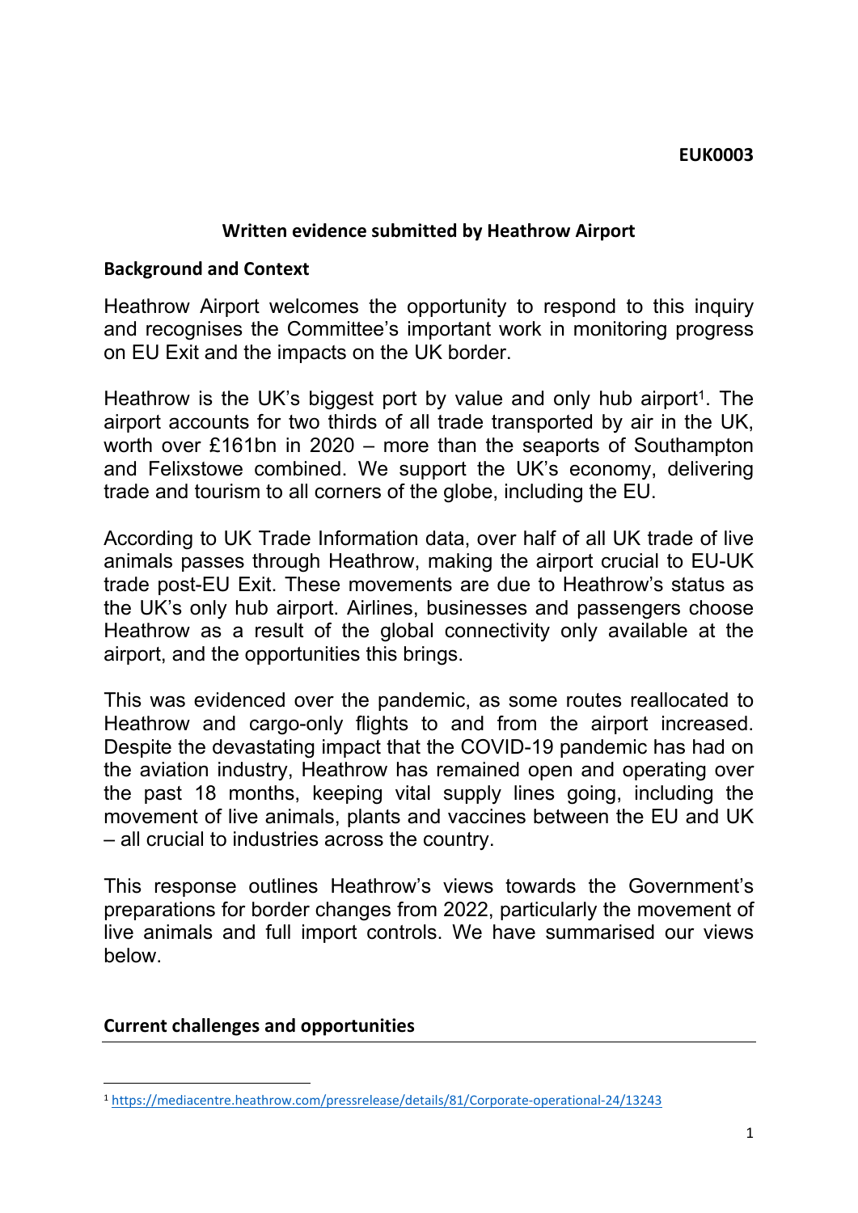EUK0003

## Written evidence submitted by Heathrow Airport

### Background and Context

Heathrow Airport welcomes the opportunity to respond to this inquiry and recognises the Committee's important work in monitoring progress on EU Exit and the impacts on the UK border.

Heathrow is the UK's biggest port by value and only hub airport[1]. The airport accounts for two thirds of all trade transported by air in the UK, worth over £161bn in 2020 – more than the seaports of Southampton and Felixstowe combined. We support the UK's economy, delivering trade and tourism to all corners of the globe, including the EU.

According to UK Trade Information data, over half of all UK trade of live animals passes through Heathrow, making the airport crucial to EU-UK trade post-EU Exit. These movements are due to Heathrow's status as the UK's only hub airport. Airlines, businesses and passengers choose Heathrow as a result of the global connectivity only available at the airport, and the opportunities this brings.

This was evidenced over the pandemic, as some routes reallocated to Heathrow and cargo-only flights to and from the airport increased. Despite the devastating impact that the COVID-19 pandemic has had on the aviation industry, Heathrow has remained open and operating over the past 18 months, keeping vital supply lines going, including the movement of live animals, plants and vaccines between the EU and UK – all crucial to industries across the country.

This response outlines Heathrow's views towards the Government's preparations for border changes from 2022, particularly the movement of live animals and full import controls. We have summarised our views below.

### Current challenges and opportunities

---

[1] https://mediacentre.heathrow.com/pressrelease/details/81/Corporate-operational-24/13243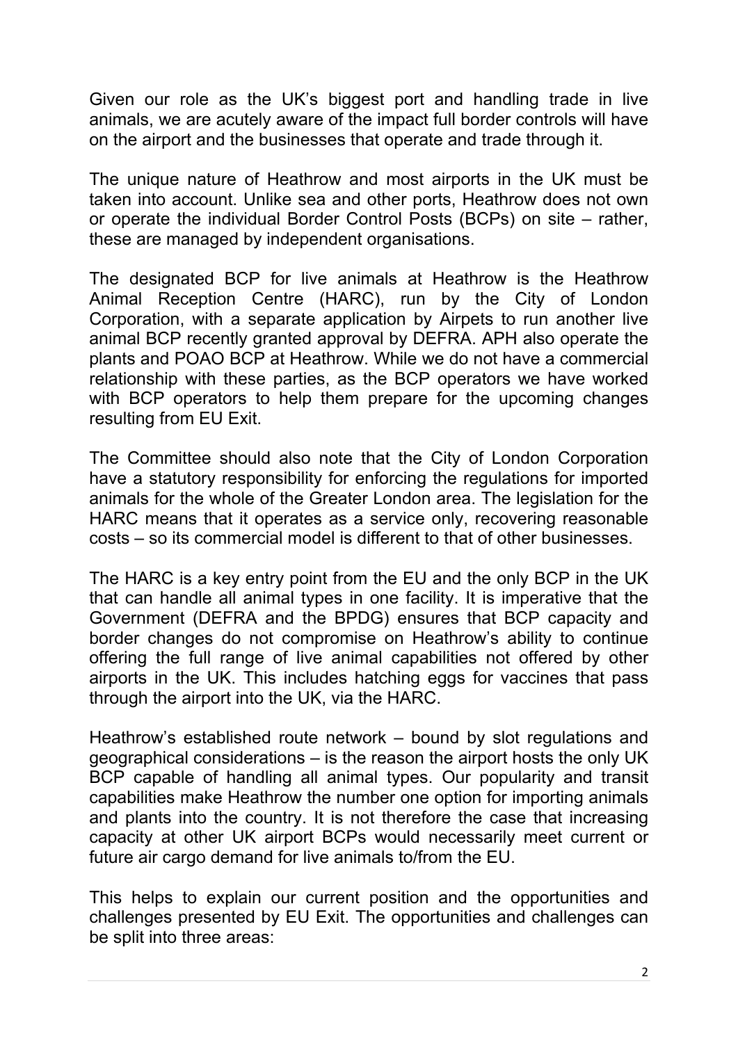Given our role as the UK's biggest port and handling trade in live animals, we are acutely aware of the impact full border controls will have on the airport and the businesses that operate and trade through it.

The unique nature of Heathrow and most airports in the UK must be taken into account. Unlike sea and other ports, Heathrow does not own or operate the individual Border Control Posts (BCPs) on site – rather, these are managed by independent organisations.

The designated BCP for live animals at Heathrow is the Heathrow Animal Reception Centre (HARC), run by the City of London Corporation, with a separate application by Airpets to run another live animal BCP recently granted approval by DEFRA. APH also operate the plants and POAO BCP at Heathrow. While we do not have a commercial relationship with these parties, as the BCP operators we have worked with BCP operators to help them prepare for the upcoming changes resulting from EU Exit.

The Committee should also note that the City of London Corporation have a statutory responsibility for enforcing the regulations for imported animals for the whole of the Greater London area. The legislation for the HARC means that it operates as a service only, recovering reasonable costs – so its commercial model is different to that of other businesses.

The HARC is a key entry point from the EU and the only BCP in the UK that can handle all animal types in one facility. It is imperative that the Government (DEFRA and the BPDG) ensures that BCP capacity and border changes do not compromise on Heathrow's ability to continue offering the full range of live animal capabilities not offered by other airports in the UK. This includes hatching eggs for vaccines that pass through the airport into the UK, via the HARC.

Heathrow's established route network – bound by slot regulations and geographical considerations – is the reason the airport hosts the only UK BCP capable of handling all animal types. Our popularity and transit capabilities make Heathrow the number one option for importing animals and plants into the country. It is not therefore the case that increasing capacity at other UK airport BCPs would necessarily meet current or future air cargo demand for live animals to/from the EU.

This helps to explain our current position and the opportunities and challenges presented by EU Exit. The opportunities and challenges can be split into three areas: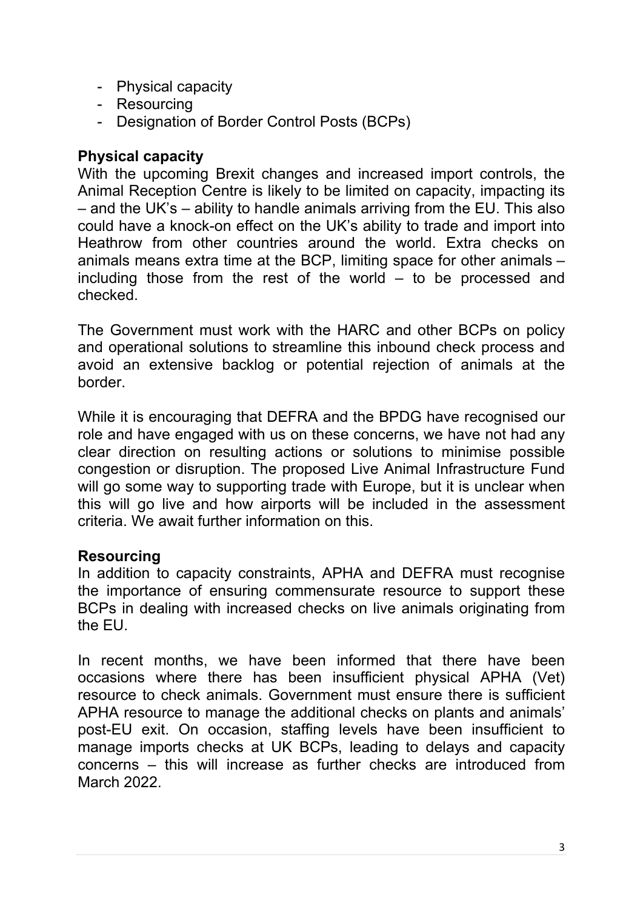- Physical capacity
- Resourcing
- Designation of Border Control Posts (BCPs)

**Physical capacity**

With the upcoming Brexit changes and increased import controls, the Animal Reception Centre is likely to be limited on capacity, impacting its – and the UK's – ability to handle animals arriving from the EU. This also could have a knock-on effect on the UK's ability to trade and import into Heathrow from other countries around the world. Extra checks on animals means extra time at the BCP, limiting space for other animals – including those from the rest of the world – to be processed and checked.

The Government must work with the HARC and other BCPs on policy and operational solutions to streamline this inbound check process and avoid an extensive backlog or potential rejection of animals at the border.

While it is encouraging that DEFRA and the BPDG have recognised our role and have engaged with us on these concerns, we have not had any clear direction on resulting actions or solutions to minimise possible congestion or disruption. The proposed Live Animal Infrastructure Fund will go some way to supporting trade with Europe, but it is unclear when this will go live and how airports will be included in the assessment criteria. We await further information on this.

**Resourcing**

In addition to capacity constraints, APHA and DEFRA must recognise the importance of ensuring commensurate resource to support these BCPs in dealing with increased checks on live animals originating from the EU.

In recent months, we have been informed that there have been occasions where there has been insufficient physical APHA (Vet) resource to check animals. Government must ensure there is sufficient APHA resource to manage the additional checks on plants and animals' post-EU exit. On occasion, staffing levels have been insufficient to manage imports checks at UK BCPs, leading to delays and capacity concerns – this will increase as further checks are introduced from March 2022.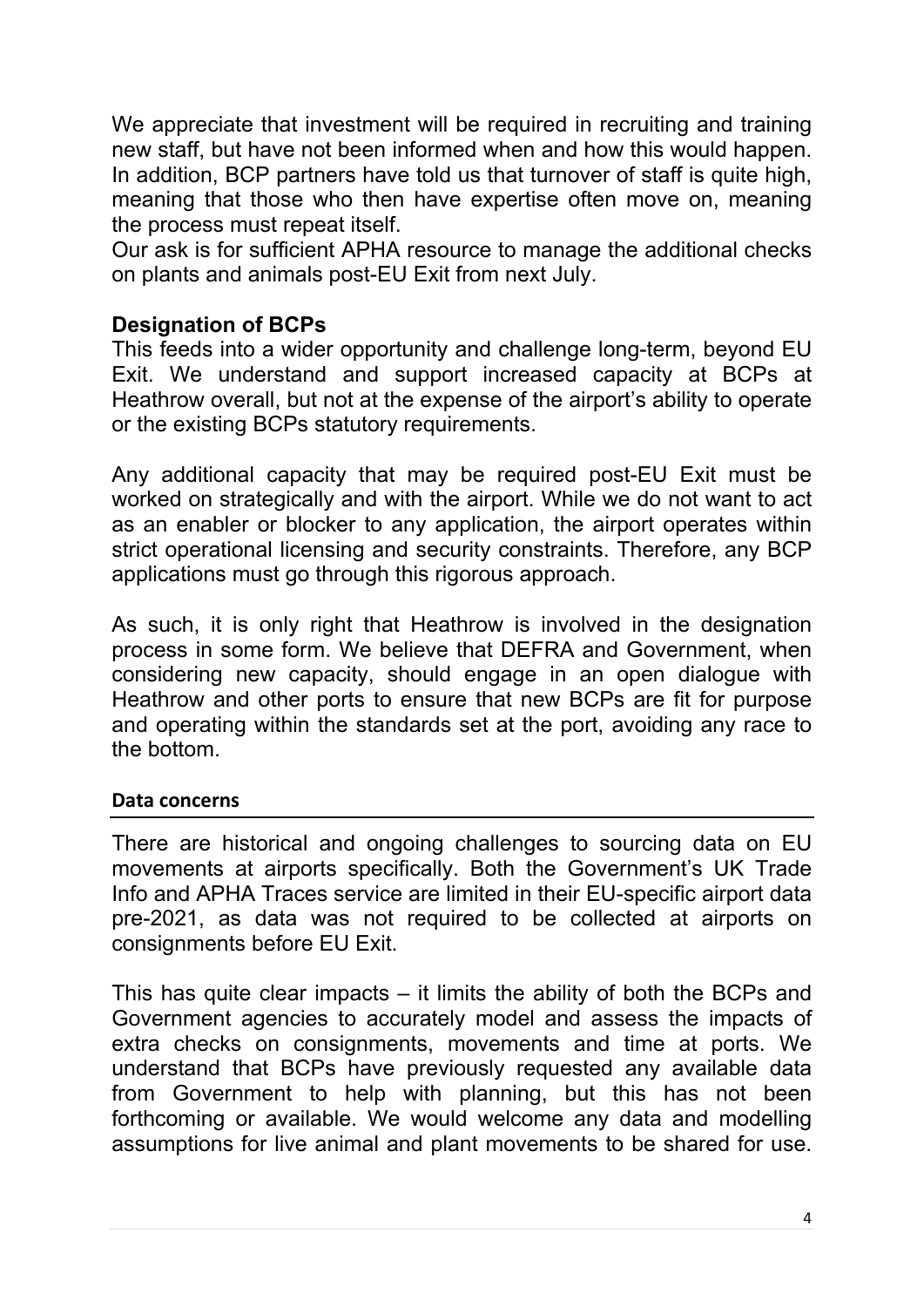We appreciate that investment will be required in recruiting and training new staff, but have not been informed when and how this would happen. In addition, BCP partners have told us that turnover of staff is quite high, meaning that those who then have expertise often move on, meaning the process must repeat itself.

Our ask is for sufficient APHA resource to manage the additional checks on plants and animals post-EU Exit from next July.

## Designation of BCPs

This feeds into a wider opportunity and challenge long-term, beyond EU Exit. We understand and support increased capacity at BCPs at Heathrow overall, but not at the expense of the airport's ability to operate or the existing BCPs statutory requirements.

Any additional capacity that may be required post-EU Exit must be worked on strategically and with the airport. While we do not want to act as an enabler or blocker to any application, the airport operates within strict operational licensing and security constraints. Therefore, any BCP applications must go through this rigorous approach.

As such, it is only right that Heathrow is involved in the designation process in some form. We believe that DEFRA and Government, when considering new capacity, should engage in an open dialogue with Heathrow and other ports to ensure that new BCPs are fit for purpose and operating within the standards set at the port, avoiding any race to the bottom.

### Data concerns

There are historical and ongoing challenges to sourcing data on EU movements at airports specifically. Both the Government's UK Trade Info and APHA Traces service are limited in their EU-specific airport data pre-2021, as data was not required to be collected at airports on consignments before EU Exit.

This has quite clear impacts – it limits the ability of both the BCPs and Government agencies to accurately model and assess the impacts of extra checks on consignments, movements and time at ports. We understand that BCPs have previously requested any available data from Government to help with planning, but this has not been forthcoming or available. We would welcome any data and modelling assumptions for live animal and plant movements to be shared for use.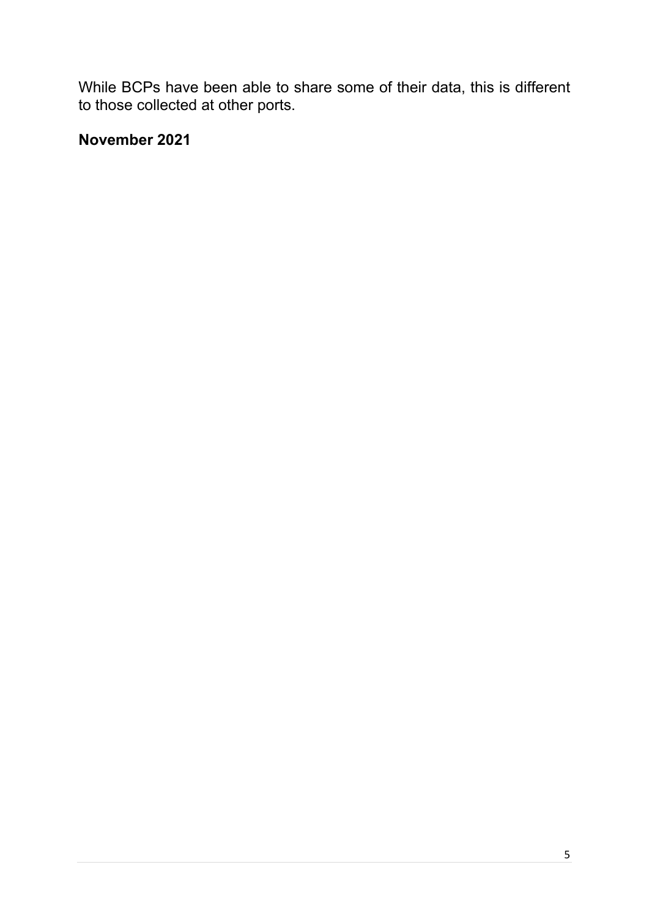While BCPs have been able to share some of their data, this is different to those collected at other ports.

**November 2021**